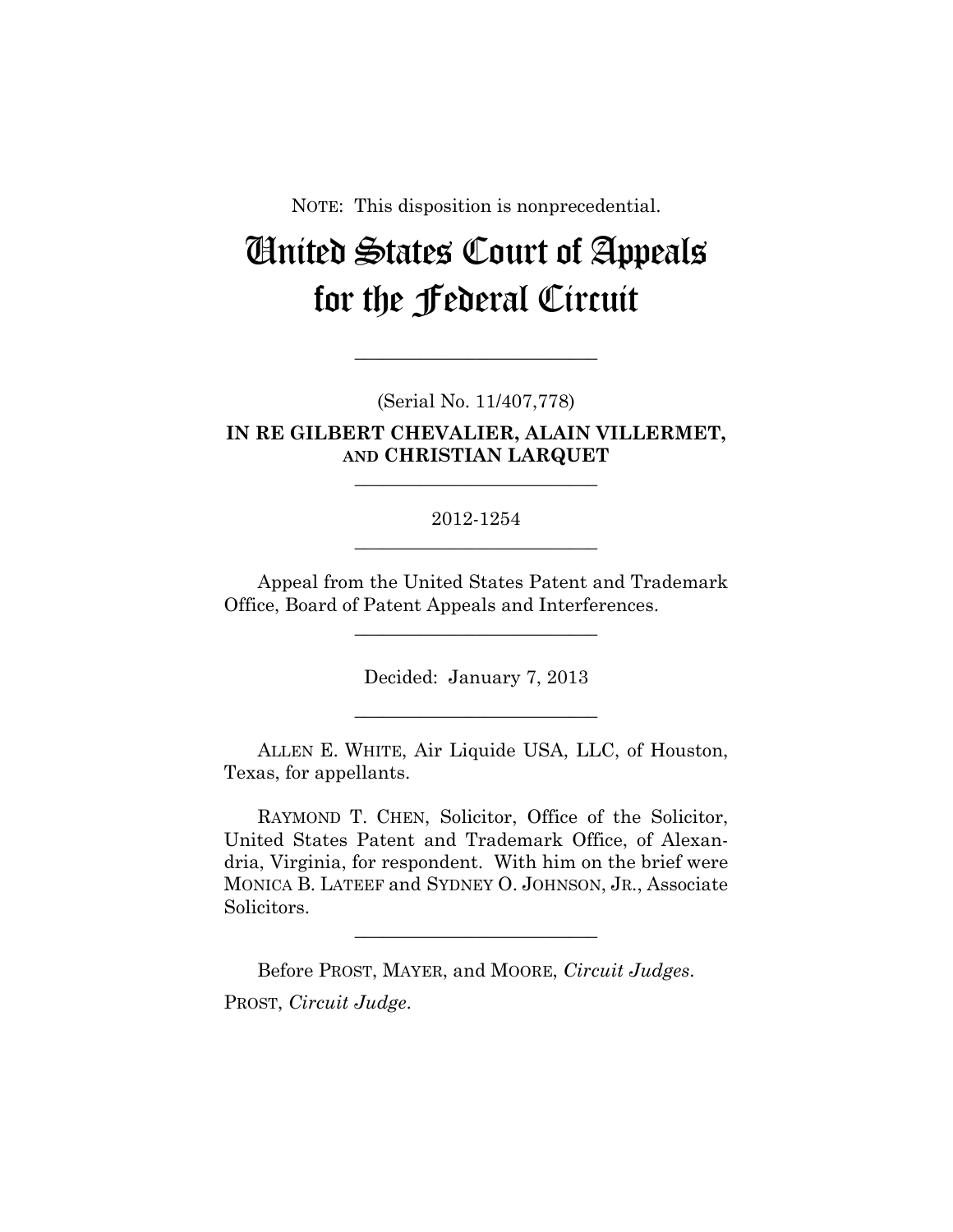NOTE: This disposition is nonprecedential.

# United States Court of Appeals for the Federal Circuit

______________________

(Serial No. 11/407,778)

**IN RE GILBERT CHEVALIER, ALAIN VILLERMET, AND CHRISTIAN LARQUET**

______________________

2012-1254

______________________

Appeal from the United States Patent and Trademark Office, Board of Patent Appeals and Interferences.

______________________

Decided: January 7, 2013

______________________

ALLEN E. WHITE, Air Liquide USA, LLC, of Houston, Texas, for appellants.

RAYMOND T. CHEN, Solicitor, Office of the Solicitor, United States Patent and Trademark Office, of Alexandria, Virginia, for respondent. With him on the brief were MONICA B. LATEEF and SYDNEY O. JOHNSON, JR., Associate Solicitors.

______________________

Before PROST, MAYER, and MOORE, *Circuit Judges*.

PROST, *Circuit Judge*.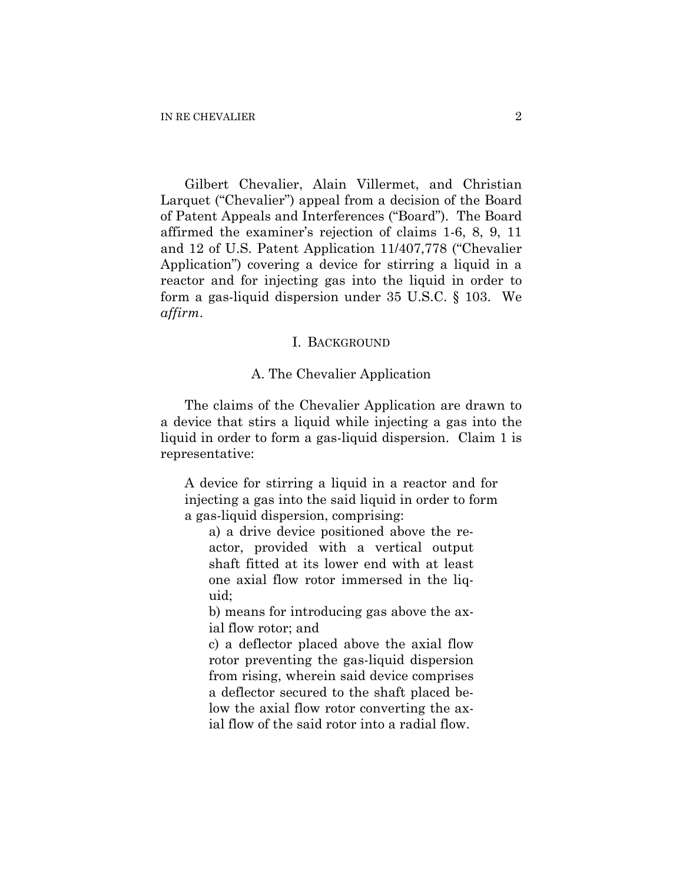Gilbert Chevalier, Alain Villermet, and Christian Larquet ("Chevalier") appeal from a decision of the Board of Patent Appeals and Interferences ("Board"). The Board affirmed the examiner's rejection of claims 1-6, 8, 9, 11 and 12 of U.S. Patent Application 11/407,778 ("Chevalier Application") covering a device for stirring a liquid in a reactor and for injecting gas into the liquid in order to form a gas-liquid dispersion under 35 U.S.C. § 103. We *affirm*.

## I. BACKGROUND

### A. The Chevalier Application

The claims of the Chevalier Application are drawn to a device that stirs a liquid while injecting a gas into the liquid in order to form a gas-liquid dispersion. Claim 1 is representative:

> A device for stirring a liquid in a reactor and for injecting a gas into the said liquid in order to form a gas-liquid dispersion, comprising:
>
> a) a drive device positioned above the reactor, provided with a vertical output shaft fitted at its lower end with at least one axial flow rotor immersed in the liquid;
>
> b) means for introducing gas above the axial flow rotor; and
>
> c) a deflector placed above the axial flow rotor preventing the gas-liquid dispersion from rising, wherein said device comprises a deflector secured to the shaft placed below the axial flow rotor converting the axial flow of the said rotor into a radial flow.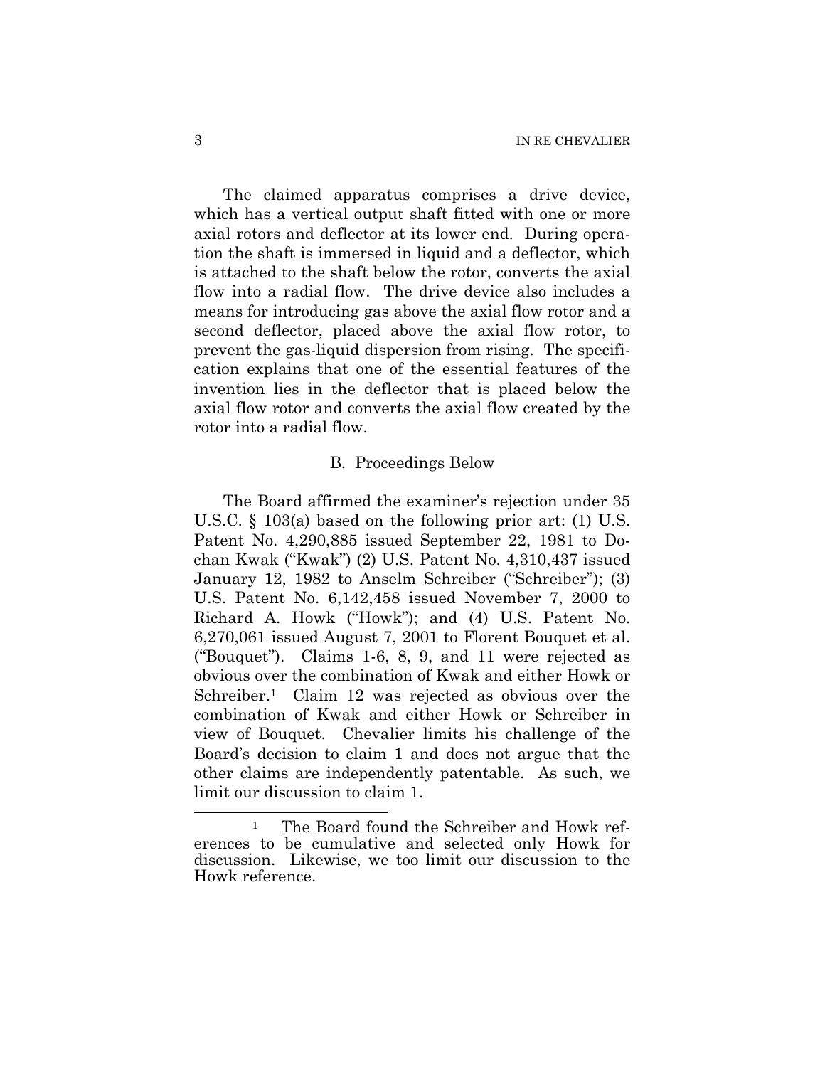The claimed apparatus comprises a drive device, which has a vertical output shaft fitted with one or more axial rotors and deflector at its lower end. During operation the shaft is immersed in liquid and a deflector, which is attached to the shaft below the rotor, converts the axial flow into a radial flow. The drive device also includes a means for introducing gas above the axial flow rotor and a second deflector, placed above the axial flow rotor, to prevent the gas-liquid dispersion from rising. The specification explains that one of the essential features of the invention lies in the deflector that is placed below the axial flow rotor and converts the axial flow created by the rotor into a radial flow.

### B. Proceedings Below

The Board affirmed the examiner's rejection under 35 U.S.C. § 103(a) based on the following prior art: (1) U.S. Patent No. 4,290,885 issued September 22, 1981 to Dochan Kwak ("Kwak") (2) U.S. Patent No. 4,310,437 issued January 12, 1982 to Anselm Schreiber ("Schreiber"); (3) U.S. Patent No. 6,142,458 issued November 7, 2000 to Richard A. Howk ("Howk"); and (4) U.S. Patent No. 6,270,061 issued August 7, 2001 to Florent Bouquet et al. ("Bouquet"). Claims 1-6, 8, 9, and 11 were rejected as obvious over the combination of Kwak and either Howk or Schreiber.[1] Claim 12 was rejected as obvious over the combination of Kwak and either Howk or Schreiber in view of Bouquet. Chevalier limits his challenge of the Board's decision to claim 1 and does not argue that the other claims are independently patentable. As such, we limit our discussion to claim 1.

[1] The Board found the Schreiber and Howk references to be cumulative and selected only Howk for discussion. Likewise, we too limit our discussion to the Howk reference.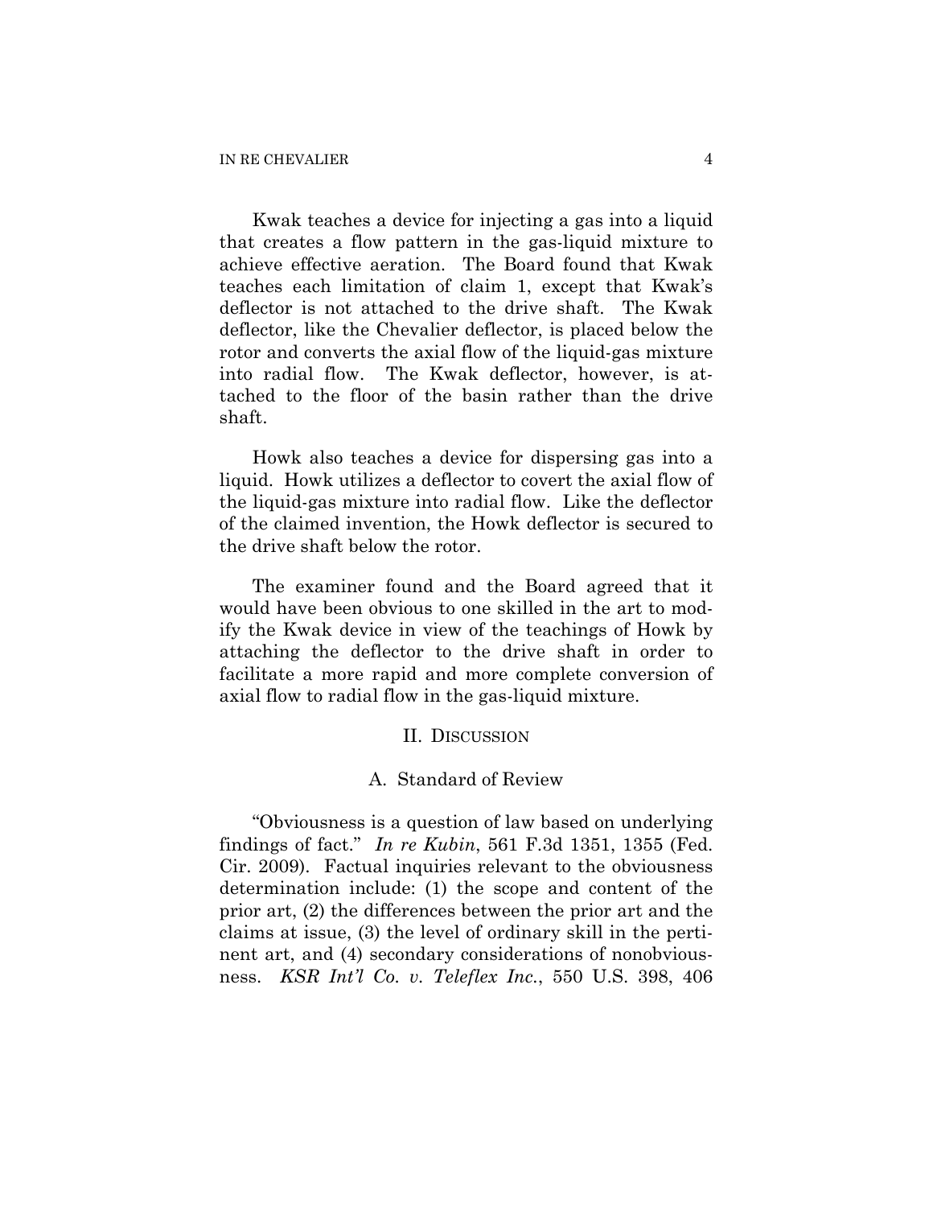Kwak teaches a device for injecting a gas into a liquid that creates a flow pattern in the gas-liquid mixture to achieve effective aeration. The Board found that Kwak teaches each limitation of claim 1, except that Kwak's deflector is not attached to the drive shaft. The Kwak deflector, like the Chevalier deflector, is placed below the rotor and converts the axial flow of the liquid-gas mixture into radial flow. The Kwak deflector, however, is attached to the floor of the basin rather than the drive shaft.

Howk also teaches a device for dispersing gas into a liquid. Howk utilizes a deflector to covert the axial flow of the liquid-gas mixture into radial flow. Like the deflector of the claimed invention, the Howk deflector is secured to the drive shaft below the rotor.

The examiner found and the Board agreed that it would have been obvious to one skilled in the art to modify the Kwak device in view of the teachings of Howk by attaching the deflector to the drive shaft in order to facilitate a more rapid and more complete conversion of axial flow to radial flow in the gas-liquid mixture.

## II. Discussion

### A. Standard of Review

"Obviousness is a question of law based on underlying findings of fact." *In re Kubin*, 561 F.3d 1351, 1355 (Fed. Cir. 2009). Factual inquiries relevant to the obviousness determination include: (1) the scope and content of the prior art, (2) the differences between the prior art and the claims at issue, (3) the level of ordinary skill in the pertinent art, and (4) secondary considerations of nonobviousness. *KSR Int'l Co. v. Teleflex Inc.*, 550 U.S. 398, 406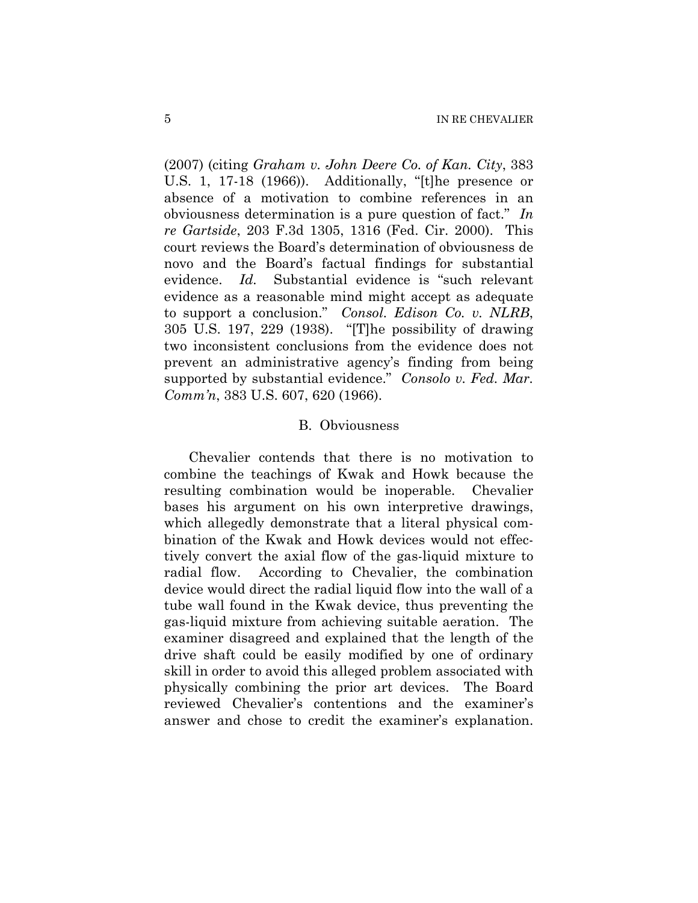(2007) (citing *Graham v. John Deere Co. of Kan. City*, 383 U.S. 1, 17-18 (1966)). Additionally, "[t]he presence or absence of a motivation to combine references in an obviousness determination is a pure question of fact." *In re Gartside*, 203 F.3d 1305, 1316 (Fed. Cir. 2000). This court reviews the Board's determination of obviousness de novo and the Board's factual findings for substantial evidence. *Id.* Substantial evidence is "such relevant evidence as a reasonable mind might accept as adequate to support a conclusion." *Consol. Edison Co. v. NLRB*, 305 U.S. 197, 229 (1938). "[T]he possibility of drawing two inconsistent conclusions from the evidence does not prevent an administrative agency's finding from being supported by substantial evidence." *Consolo v. Fed. Mar. Comm'n*, 383 U.S. 607, 620 (1966).

### B. Obviousness

Chevalier contends that there is no motivation to combine the teachings of Kwak and Howk because the resulting combination would be inoperable. Chevalier bases his argument on his own interpretive drawings, which allegedly demonstrate that a literal physical combination of the Kwak and Howk devices would not effectively convert the axial flow of the gas-liquid mixture to radial flow. According to Chevalier, the combination device would direct the radial liquid flow into the wall of a tube wall found in the Kwak device, thus preventing the gas-liquid mixture from achieving suitable aeration. The examiner disagreed and explained that the length of the drive shaft could be easily modified by one of ordinary skill in order to avoid this alleged problem associated with physically combining the prior art devices. The Board reviewed Chevalier's contentions and the examiner's answer and chose to credit the examiner's explanation.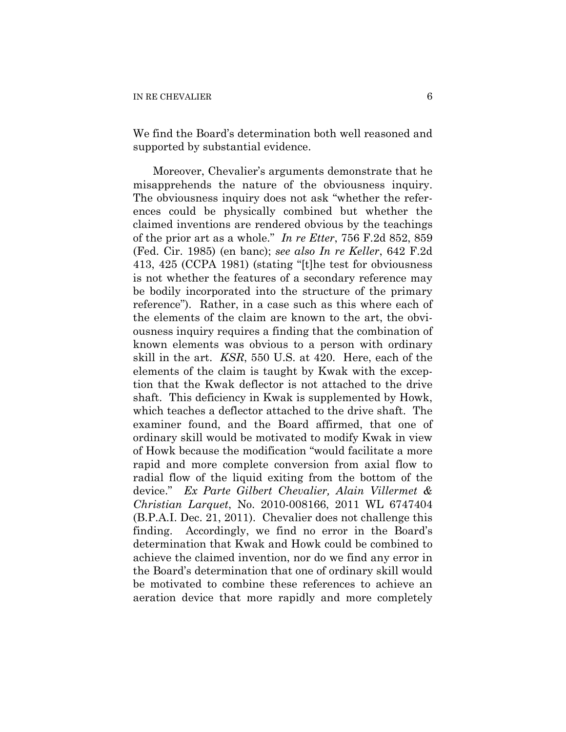We find the Board's determination both well reasoned and supported by substantial evidence.

Moreover, Chevalier's arguments demonstrate that he misapprehends the nature of the obviousness inquiry. The obviousness inquiry does not ask "whether the references could be physically combined but whether the claimed inventions are rendered obvious by the teachings of the prior art as a whole." *In re Etter*, 756 F.2d 852, 859 (Fed. Cir. 1985) (en banc); *see also In re Keller*, 642 F.2d 413, 425 (CCPA 1981) (stating "[t]he test for obviousness is not whether the features of a secondary reference may be bodily incorporated into the structure of the primary reference"). Rather, in a case such as this where each of the elements of the claim are known to the art, the obviousness inquiry requires a finding that the combination of known elements was obvious to a person with ordinary skill in the art. *KSR*, 550 U.S. at 420. Here, each of the elements of the claim is taught by Kwak with the exception that the Kwak deflector is not attached to the drive shaft. This deficiency in Kwak is supplemented by Howk, which teaches a deflector attached to the drive shaft. The examiner found, and the Board affirmed, that one of ordinary skill would be motivated to modify Kwak in view of Howk because the modification "would facilitate a more rapid and more complete conversion from axial flow to radial flow of the liquid exiting from the bottom of the device." *Ex Parte Gilbert Chevalier, Alain Villermet & Christian Larquet*, No. 2010-008166, 2011 WL 6747404 (B.P.A.I. Dec. 21, 2011). Chevalier does not challenge this finding. Accordingly, we find no error in the Board's determination that Kwak and Howk could be combined to achieve the claimed invention, nor do we find any error in the Board's determination that one of ordinary skill would be motivated to combine these references to achieve an aeration device that more rapidly and more completely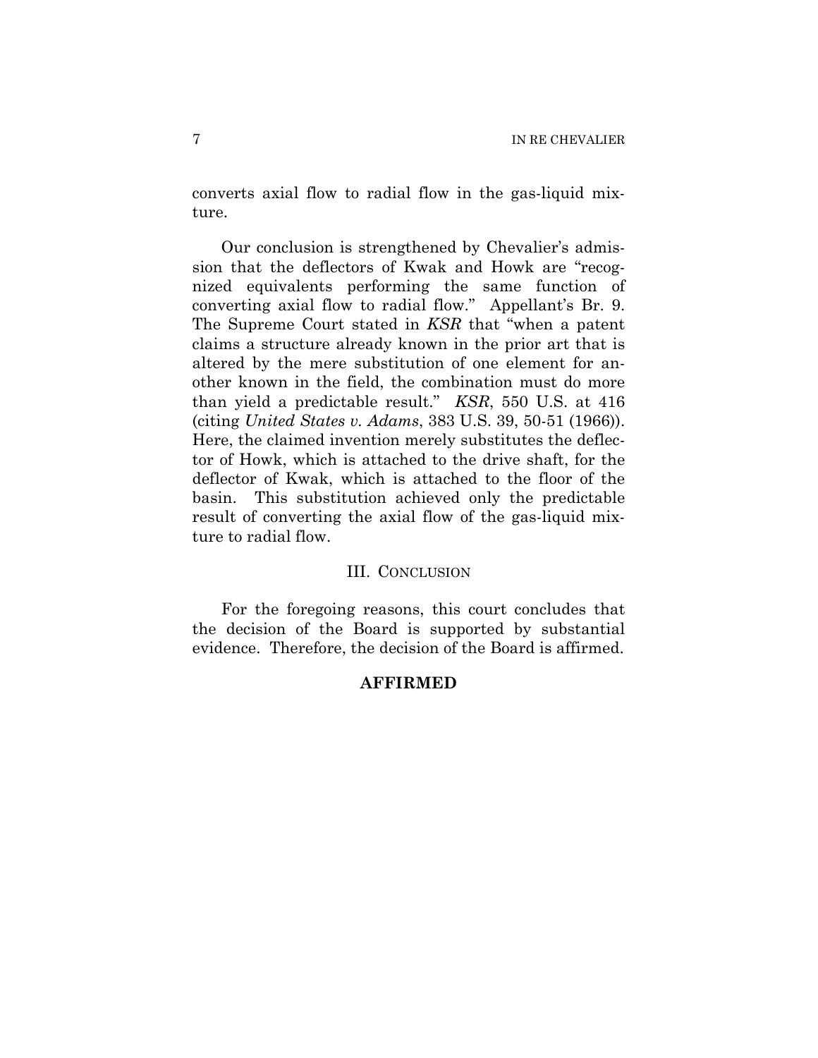converts axial flow to radial flow in the gas-liquid mixture.

Our conclusion is strengthened by Chevalier's admission that the deflectors of Kwak and Howk are "recognized equivalents performing the same function of converting axial flow to radial flow." Appellant's Br. 9. The Supreme Court stated in *KSR* that "when a patent claims a structure already known in the prior art that is altered by the mere substitution of one element for another known in the field, the combination must do more than yield a predictable result." *KSR*, 550 U.S. at 416 (citing *United States v. Adams*, 383 U.S. 39, 50-51 (1966)). Here, the claimed invention merely substitutes the deflector of Howk, which is attached to the drive shaft, for the deflector of Kwak, which is attached to the floor of the basin. This substitution achieved only the predictable result of converting the axial flow of the gas-liquid mixture to radial flow.

## III. CONCLUSION

For the foregoing reasons, this court concludes that the decision of the Board is supported by substantial evidence. Therefore, the decision of the Board is affirmed.

**AFFIRMED**